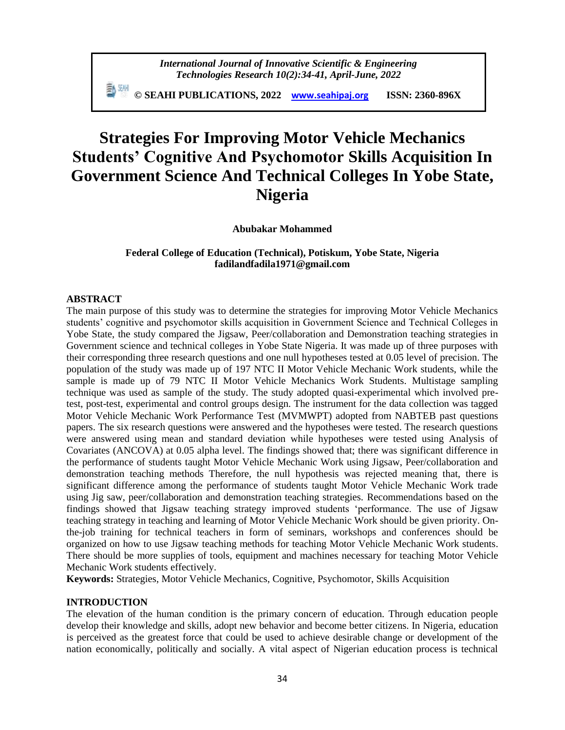*International Journal of Innovative Scientific & Engineering Technologies Research 10(2):34-41, April-June, 2022*

**© SEAHI PUBLICATIONS, 2022 www.seahipaj.org ISSN: 2360-896X**

# Strategies For Improving Motor Vehicle Mechanics Students' Cognitive And Psychomotor Skills Acquisition In Government Science And Technical Colleges In Yobe State, Nigeria

**Abubakar Mohammed**

**Federal College of Education (Technical), Potiskum, Yobe State, Nigeria**
**fadilandfadila1971@gmail.com**

## ABSTRACT

The main purpose of this study was to determine the strategies for improving Motor Vehicle Mechanics students' cognitive and psychomotor skills acquisition in Government Science and Technical Colleges in Yobe State, the study compared the Jigsaw, Peer/collaboration and Demonstration teaching strategies in Government science and technical colleges in Yobe State Nigeria. It was made up of three purposes with their corresponding three research questions and one null hypotheses tested at 0.05 level of precision. The population of the study was made up of 197 NTC II Motor Vehicle Mechanic Work students, while the sample is made up of 79 NTC II Motor Vehicle Mechanics Work Students. Multistage sampling technique was used as sample of the study. The study adopted quasi-experimental which involved pre-test, post-test, experimental and control groups design. The instrument for the data collection was tagged Motor Vehicle Mechanic Work Performance Test (MVMWPT) adopted from NABTEB past questions papers. The six research questions were answered and the hypotheses were tested. The research questions were answered using mean and standard deviation while hypotheses were tested using Analysis of Covariates (ANCOVA) at 0.05 alpha level. The findings showed that; there was significant difference in the performance of students taught Motor Vehicle Mechanic Work using Jigsaw, Peer/collaboration and demonstration teaching methods Therefore, the null hypothesis was rejected meaning that, there is significant difference among the performance of students taught Motor Vehicle Mechanic Work trade using Jig saw, peer/collaboration and demonstration teaching strategies. Recommendations based on the findings showed that Jigsaw teaching strategy improved students 'performance. The use of Jigsaw teaching strategy in teaching and learning of Motor Vehicle Mechanic Work should be given priority. On-the-job training for technical teachers in form of seminars, workshops and conferences should be organized on how to use Jigsaw teaching methods for teaching Motor Vehicle Mechanic Work students. There should be more supplies of tools, equipment and machines necessary for teaching Motor Vehicle Mechanic Work students effectively.

**Keywords:** Strategies, Motor Vehicle Mechanics, Cognitive, Psychomotor, Skills Acquisition

## INTRODUCTION

The elevation of the human condition is the primary concern of education. Through education people develop their knowledge and skills, adopt new behavior and become better citizens. In Nigeria, education is perceived as the greatest force that could be used to achieve desirable change or development of the nation economically, politically and socially. A vital aspect of Nigerian education process is technical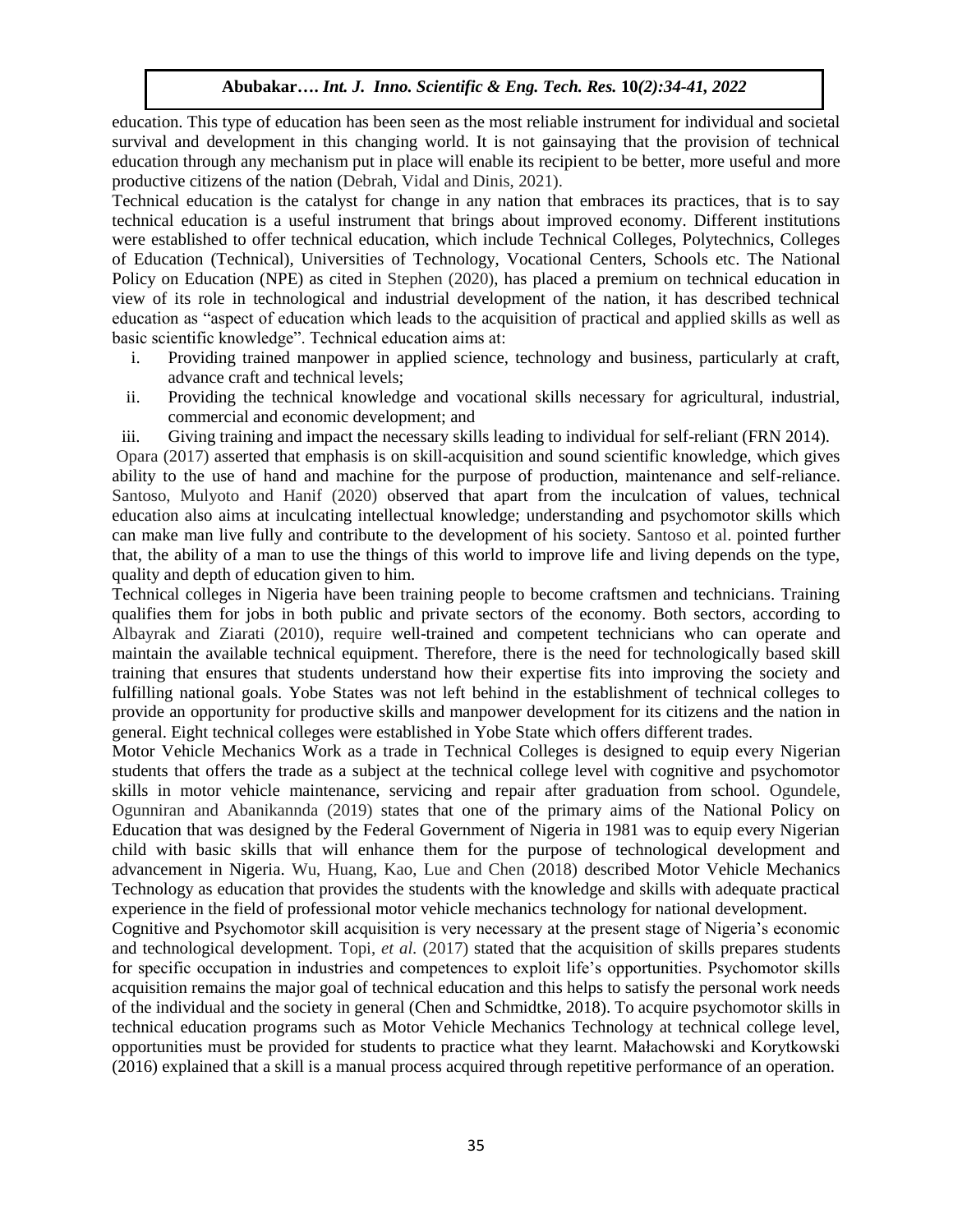education. This type of education has been seen as the most reliable instrument for individual and societal survival and development in this changing world. It is not gainsaying that the provision of technical education through any mechanism put in place will enable its recipient to be better, more useful and more productive citizens of the nation (Debrah, Vidal and Dinis, 2021).

Technical education is the catalyst for change in any nation that embraces its practices, that is to say technical education is a useful instrument that brings about improved economy. Different institutions were established to offer technical education, which include Technical Colleges, Polytechnics, Colleges of Education (Technical), Universities of Technology, Vocational Centers, Schools etc. The National Policy on Education (NPE) as cited in Stephen (2020), has placed a premium on technical education in view of its role in technological and industrial development of the nation, it has described technical education as "aspect of education which leads to the acquisition of practical and applied skills as well as basic scientific knowledge". Technical education aims at:

i. Providing trained manpower in applied science, technology and business, particularly at craft, advance craft and technical levels;
ii. Providing the technical knowledge and vocational skills necessary for agricultural, industrial, commercial and economic development; and
iii. Giving training and impact the necessary skills leading to individual for self-reliant (FRN 2014).

Opara (2017) asserted that emphasis is on skill-acquisition and sound scientific knowledge, which gives ability to the use of hand and machine for the purpose of production, maintenance and self-reliance. Santoso, Mulyoto and Hanif (2020) observed that apart from the inculcation of values, technical education also aims at inculcating intellectual knowledge; understanding and psychomotor skills which can make man live fully and contribute to the development of his society. Santoso et al. pointed further that, the ability of a man to use the things of this world to improve life and living depends on the type, quality and depth of education given to him.

Technical colleges in Nigeria have been training people to become craftsmen and technicians. Training qualifies them for jobs in both public and private sectors of the economy. Both sectors, according to Albayrak and Ziarati (2010), require well-trained and competent technicians who can operate and maintain the available technical equipment. Therefore, there is the need for technologically based skill training that ensures that students understand how their expertise fits into improving the society and fulfilling national goals. Yobe States was not left behind in the establishment of technical colleges to provide an opportunity for productive skills and manpower development for its citizens and the nation in general. Eight technical colleges were established in Yobe State which offers different trades.

Motor Vehicle Mechanics Work as a trade in Technical Colleges is designed to equip every Nigerian students that offers the trade as a subject at the technical college level with cognitive and psychomotor skills in motor vehicle maintenance, servicing and repair after graduation from school. Ogundele, Ogunniran and Abanikannda (2019) states that one of the primary aims of the National Policy on Education that was designed by the Federal Government of Nigeria in 1981 was to equip every Nigerian child with basic skills that will enhance them for the purpose of technological development and advancement in Nigeria. Wu, Huang, Kao, Lue and Chen (2018) described Motor Vehicle Mechanics Technology as education that provides the students with the knowledge and skills with adequate practical experience in the field of professional motor vehicle mechanics technology for national development.

Cognitive and Psychomotor skill acquisition is very necessary at the present stage of Nigeria's economic and technological development. Topi, *et al.* (2017) stated that the acquisition of skills prepares students for specific occupation in industries and competences to exploit life's opportunities. Psychomotor skills acquisition remains the major goal of technical education and this helps to satisfy the personal work needs of the individual and the society in general (Chen and Schmidtke, 2018). To acquire psychomotor skills in technical education programs such as Motor Vehicle Mechanics Technology at technical college level, opportunities must be provided for students to practice what they learnt. Małachowski and Korytkowski (2016) explained that a skill is a manual process acquired through repetitive performance of an operation.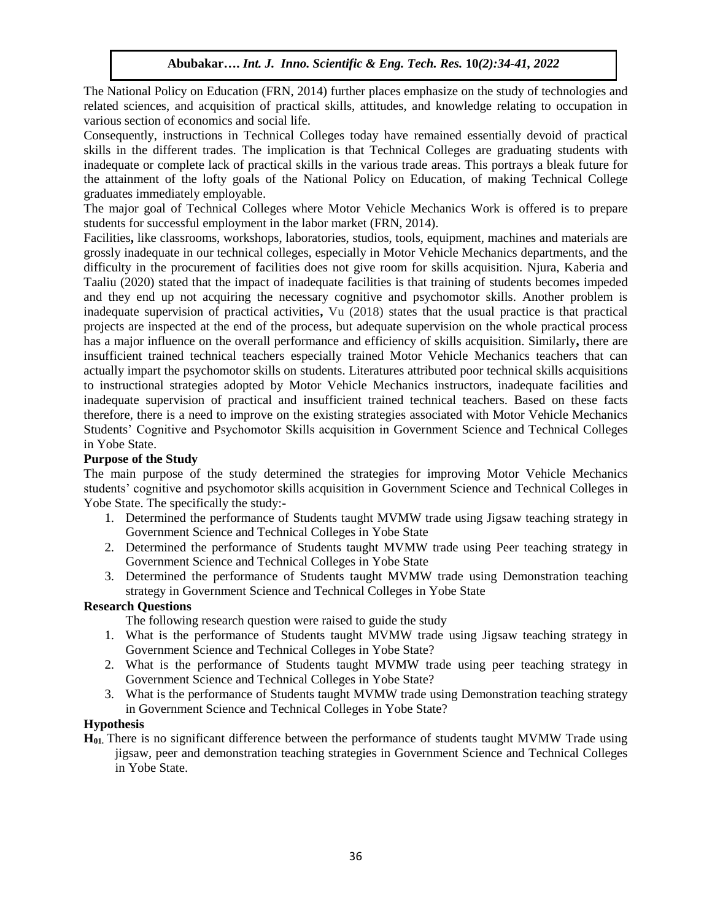The National Policy on Education (FRN, 2014) further places emphasize on the study of technologies and related sciences, and acquisition of practical skills, attitudes, and knowledge relating to occupation in various section of economics and social life.

Consequently, instructions in Technical Colleges today have remained essentially devoid of practical skills in the different trades. The implication is that Technical Colleges are graduating students with inadequate or complete lack of practical skills in the various trade areas. This portrays a bleak future for the attainment of the lofty goals of the National Policy on Education, of making Technical College graduates immediately employable.

The major goal of Technical Colleges where Motor Vehicle Mechanics Work is offered is to prepare students for successful employment in the labor market (FRN, 2014).

Facilities**,** like classrooms, workshops, laboratories, studios, tools, equipment, machines and materials are grossly inadequate in our technical colleges, especially in Motor Vehicle Mechanics departments, and the difficulty in the procurement of facilities does not give room for skills acquisition. Njura, Kaberia and Taaliu (2020) stated that the impact of inadequate facilities is that training of students becomes impeded and they end up not acquiring the necessary cognitive and psychomotor skills. Another problem is inadequate supervision of practical activities**,** Vu (2018) states that the usual practice is that practical projects are inspected at the end of the process, but adequate supervision on the whole practical process has a major influence on the overall performance and efficiency of skills acquisition. Similarly**,** there are insufficient trained technical teachers especially trained Motor Vehicle Mechanics teachers that can actually impart the psychomotor skills on students. Literatures attributed poor technical skills acquisitions to instructional strategies adopted by Motor Vehicle Mechanics instructors, inadequate facilities and inadequate supervision of practical and insufficient trained technical teachers. Based on these facts therefore, there is a need to improve on the existing strategies associated with Motor Vehicle Mechanics Students' Cognitive and Psychomotor Skills acquisition in Government Science and Technical Colleges in Yobe State.

**Purpose of the Study**

The main purpose of the study determined the strategies for improving Motor Vehicle Mechanics students' cognitive and psychomotor skills acquisition in Government Science and Technical Colleges in Yobe State. The specifically the study:-

1. Determined the performance of Students taught MVMW trade using Jigsaw teaching strategy in Government Science and Technical Colleges in Yobe State
2. Determined the performance of Students taught MVMW trade using Peer teaching strategy in Government Science and Technical Colleges in Yobe State
3. Determined the performance of Students taught MVMW trade using Demonstration teaching strategy in Government Science and Technical Colleges in Yobe State

**Research Questions**

The following research question were raised to guide the study

1. What is the performance of Students taught MVMW trade using Jigsaw teaching strategy in Government Science and Technical Colleges in Yobe State?
2. What is the performance of Students taught MVMW trade using peer teaching strategy in Government Science and Technical Colleges in Yobe State?
3. What is the performance of Students taught MVMW trade using Demonstration teaching strategy in Government Science and Technical Colleges in Yobe State?

**Hypothesis**

**$H_{01.}$** There is no significant difference between the performance of students taught MVMW Trade using jigsaw, peer and demonstration teaching strategies in Government Science and Technical Colleges in Yobe State.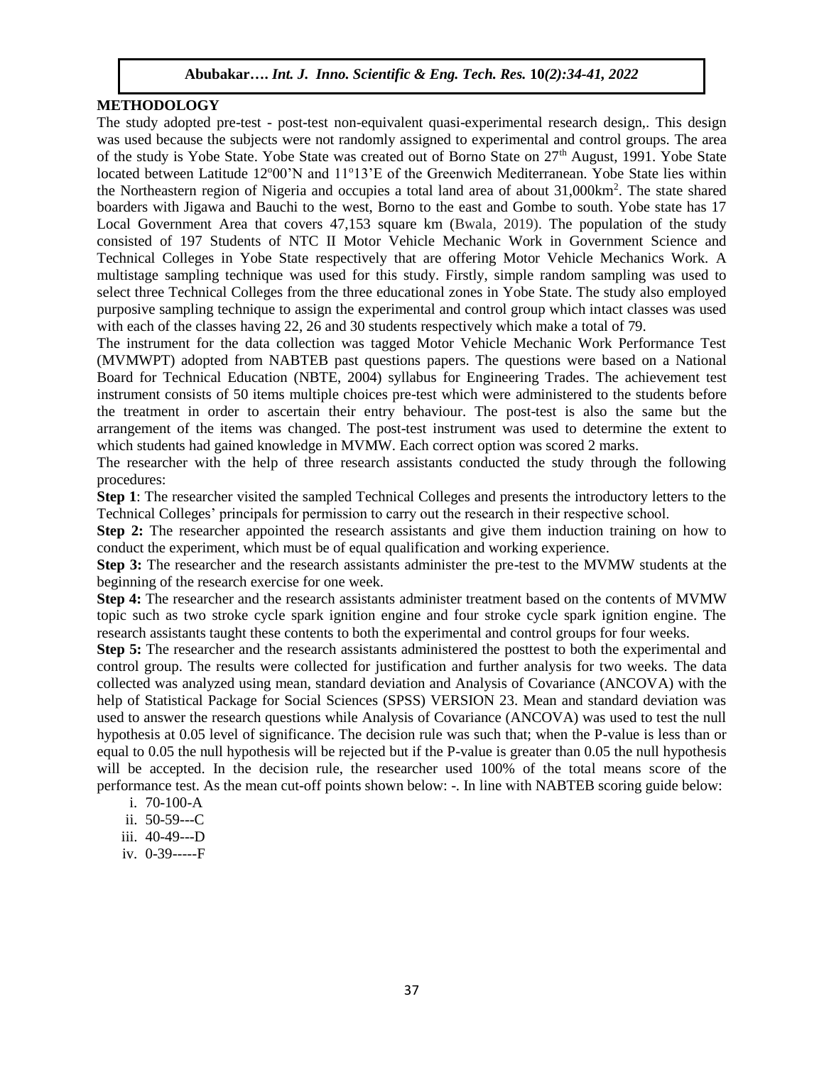## METHODOLOGY

The study adopted pre-test - post-test non-equivalent quasi-experimental research design,. This design was used because the subjects were not randomly assigned to experimental and control groups. The area of the study is Yobe State. Yobe State was created out of Borno State on 27th August, 1991. Yobe State located between Latitude 12º00'N and 11º13'E of the Greenwich Mediterranean. Yobe State lies within the Northeastern region of Nigeria and occupies a total land area of about 31,000km². The state shared boarders with Jigawa and Bauchi to the west, Borno to the east and Gombe to south. Yobe state has 17 Local Government Area that covers 47,153 square km (Bwala, 2019). The population of the study consisted of 197 Students of NTC II Motor Vehicle Mechanic Work in Government Science and Technical Colleges in Yobe State respectively that are offering Motor Vehicle Mechanics Work. A multistage sampling technique was used for this study. Firstly, simple random sampling was used to select three Technical Colleges from the three educational zones in Yobe State. The study also employed purposive sampling technique to assign the experimental and control group which intact classes was used with each of the classes having 22, 26 and 30 students respectively which make a total of 79.

The instrument for the data collection was tagged Motor Vehicle Mechanic Work Performance Test (MVMWPT) adopted from NABTEB past questions papers. The questions were based on a National Board for Technical Education (NBTE, 2004) syllabus for Engineering Trades. The achievement test instrument consists of 50 items multiple choices pre-test which were administered to the students before the treatment in order to ascertain their entry behaviour. The post-test is also the same but the arrangement of the items was changed. The post-test instrument was used to determine the extent to which students had gained knowledge in MVMW. Each correct option was scored 2 marks.

The researcher with the help of three research assistants conducted the study through the following procedures:

**Step 1**: The researcher visited the sampled Technical Colleges and presents the introductory letters to the Technical Colleges' principals for permission to carry out the research in their respective school.

**Step 2:** The researcher appointed the research assistants and give them induction training on how to conduct the experiment, which must be of equal qualification and working experience.

**Step 3:** The researcher and the research assistants administer the pre-test to the MVMW students at the beginning of the research exercise for one week.

**Step 4:** The researcher and the research assistants administer treatment based on the contents of MVMW topic such as two stroke cycle spark ignition engine and four stroke cycle spark ignition engine. The research assistants taught these contents to both the experimental and control groups for four weeks.

**Step 5:** The researcher and the research assistants administered the posttest to both the experimental and control group. The results were collected for justification and further analysis for two weeks. The data collected was analyzed using mean, standard deviation and Analysis of Covariance (ANCOVA) with the help of Statistical Package for Social Sciences (SPSS) VERSION 23. Mean and standard deviation was used to answer the research questions while Analysis of Covariance (ANCOVA) was used to test the null hypothesis at 0.05 level of significance. The decision rule was such that; when the P-value is less than or equal to 0.05 the null hypothesis will be rejected but if the P-value is greater than 0.05 the null hypothesis will be accepted. In the decision rule, the researcher used 100% of the total means score of the performance test. As the mean cut-off points shown below: -. In line with NABTEB scoring guide below:

i. 70-100-A
ii. 50-59---C
iii. 40-49---D
iv. 0-39-----F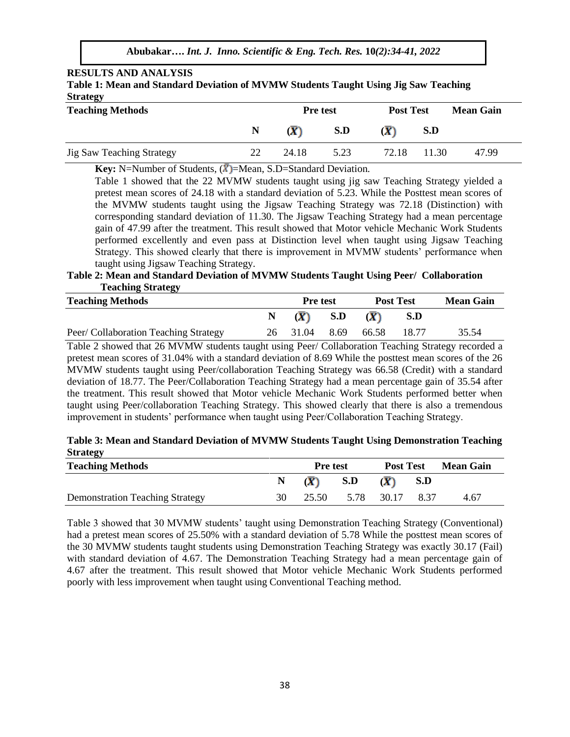## RESULTS AND ANALYSIS

**Table 1: Mean and Standard Deviation of MVMW Students Taught Using Jig Saw Teaching Strategy**

| Teaching Methods | | Pre test | | Post Test | | Mean Gain |
|---|---|---|---|---|---|---|
| | N | ($\bar{X}$) | S.D | ($\bar{X}$) | S.D | |
| Jig Saw Teaching Strategy | 22 | 24.18 | 5.23 | 72.18 | 11.30 | 47.99 |

**Key:** N=Number of Students, ($\bar{X}$)=Mean, S.D=Standard Deviation.

Table 1 showed that the 22 MVMW students taught using jig saw Teaching Strategy yielded a pretest mean scores of 24.18 with a standard deviation of 5.23. While the Posttest mean scores of the MVMW students taught using the Jigsaw Teaching Strategy was 72.18 (Distinction) with corresponding standard deviation of 11.30. The Jigsaw Teaching Strategy had a mean percentage gain of 47.99 after the treatment. This result showed that Motor vehicle Mechanic Work Students performed excellently and even pass at Distinction level when taught using Jigsaw Teaching Strategy. This showed clearly that there is improvement in MVMW students' performance when taught using Jigsaw Teaching Strategy.

**Table 2: Mean and Standard Deviation of MVMW Students Taught Using Peer/ Collaboration Teaching Strategy**

| Teaching Methods | | Pre test | | Post Test | | Mean Gain |
|---|---|---|---|---|---|---|
| | N | ($\bar{X}$) | S.D | ($\bar{X}$) | S.D | |
| Peer/ Collaboration Teaching Strategy | 26 | 31.04 | 8.69 | 66.58 | 18.77 | 35.54 |

Table 2 showed that 26 MVMW students taught using Peer/ Collaboration Teaching Strategy recorded a pretest mean scores of 31.04% with a standard deviation of 8.69 While the posttest mean scores of the 26 MVMW students taught using Peer/collaboration Teaching Strategy was 66.58 (Credit) with a standard deviation of 18.77. The Peer/Collaboration Teaching Strategy had a mean percentage gain of 35.54 after the treatment. This result showed that Motor vehicle Mechanic Work Students performed better when taught using Peer/collaboration Teaching Strategy. This showed clearly that there is also a tremendous improvement in students' performance when taught using Peer/Collaboration Teaching Strategy.

**Table 3: Mean and Standard Deviation of MVMW Students Taught Using Demonstration Teaching Strategy**

| Teaching Methods | | Pre test | | Post Test | | Mean Gain |
|---|---|---|---|---|---|---|
| | N | ($\bar{X}$) | S.D | ($\bar{X}$) | S.D | |
| Demonstration Teaching Strategy | 30 | 25.50 | 5.78 | 30.17 | 8.37 | 4.67 |

Table 3 showed that 30 MVMW students' taught using Demonstration Teaching Strategy (Conventional) had a pretest mean scores of 25.50% with a standard deviation of 5.78 While the posttest mean scores of the 30 MVMW students taught students using Demonstration Teaching Strategy was exactly 30.17 (Fail) with standard deviation of 4.67. The Demonstration Teaching Strategy had a mean percentage gain of 4.67 after the treatment. This result showed that Motor vehicle Mechanic Work Students performed poorly with less improvement when taught using Conventional Teaching method.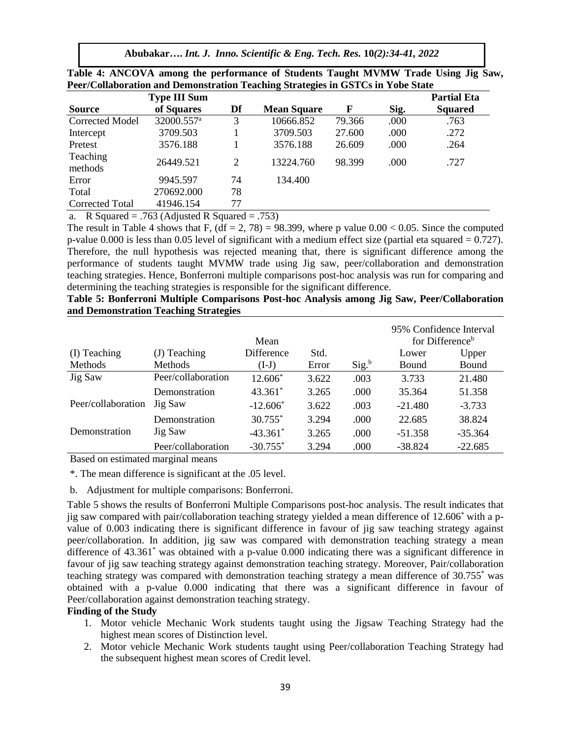**Table 4: ANCOVA among the performance of Students Taught MVMW Trade Using Jig Saw, Peer/Collaboration and Demonstration Teaching Strategies in GSTCs in Yobe State**

| Source | Type III Sum of Squares | Df | Mean Square | F | Sig. | Partial Eta Squared |
|---|---|---|---|---|---|---|
| Corrected Model | 32000.557[a] | 3 | 10666.852 | 79.366 | .000 | .763 |
| Intercept | 3709.503 | 1 | 3709.503 | 27.600 | .000 | .272 |
| Pretest | 3576.188 | 1 | 3576.188 | 26.609 | .000 | .264 |
| Teaching methods | 26449.521 | 2 | 13224.760 | 98.399 | .000 | .727 |
| Error | 9945.597 | 74 | 134.400 | | | |
| Total | 270692.000 | 78 | | | | |
| Corrected Total | 41946.154 | 77 | | | | |

a. R Squared = .763 (Adjusted R Squared = .753)

The result in Table 4 shows that F, (df = 2, 78) = 98.399, where p value $0.00 < 0.05$. Since the computed p-value 0.000 is less than 0.05 level of significant with a medium effect size (partial eta squared = 0.727). Therefore, the null hypothesis was rejected meaning that, there is significant difference among the performance of students taught MVMW trade using Jig saw, peer/collaboration and demonstration teaching strategies. Hence, Bonferroni multiple comparisons post-hoc analysis was run for comparing and determining the teaching strategies is responsible for the significant difference.

**Table 5: Bonferroni Multiple Comparisons Post-hoc Analysis among Jig Saw, Peer/Collaboration and Demonstration Teaching Strategies**

| (I) Teaching Methods | (J) Teaching Methods | Mean Difference (I-J) | Std. Error | Sig.[b] | 95% Confidence Interval for Difference[b] Lower Bound | Upper Bound |
|---|---|---|---|---|---|---|
| Jig Saw | Peer/collaboration | 12.606* | 3.622 | .003 | 3.733 | 21.480 |
| | Demonstration | 43.361* | 3.265 | .000 | 35.364 | 51.358 |
| Peer/collaboration | Jig Saw | -12.606* | 3.622 | .003 | -21.480 | -3.733 |
| | Demonstration | 30.755* | 3.294 | .000 | 22.685 | 38.824 |
| Demonstration | Jig Saw | -43.361* | 3.265 | .000 | -51.358 | -35.364 |
| | Peer/collaboration | -30.755* | 3.294 | .000 | -38.824 | -22.685 |

Based on estimated marginal means

*. The mean difference is significant at the .05 level.

b. Adjustment for multiple comparisons: Bonferroni.

Table 5 shows the results of Bonferroni Multiple Comparisons post-hoc analysis. The result indicates that jig saw compared with pair/collaboration teaching strategy yielded a mean difference of 12.606* with a p-value of 0.003 indicating there is significant difference in favour of jig saw teaching strategy against peer/collaboration. In addition, jig saw was compared with demonstration teaching strategy a mean difference of 43.361* was obtained with a p-value 0.000 indicating there was a significant difference in favour of jig saw teaching strategy against demonstration teaching strategy. Moreover, Pair/collaboration teaching strategy was compared with demonstration teaching strategy a mean difference of 30.755* was obtained with a p-value 0.000 indicating that there was a significant difference in favour of Peer/collaboration against demonstration teaching strategy.

**Finding of the Study**

1. Motor vehicle Mechanic Work students taught using the Jigsaw Teaching Strategy had the highest mean scores of Distinction level.
2. Motor vehicle Mechanic Work students taught using Peer/collaboration Teaching Strategy had the subsequent highest mean scores of Credit level.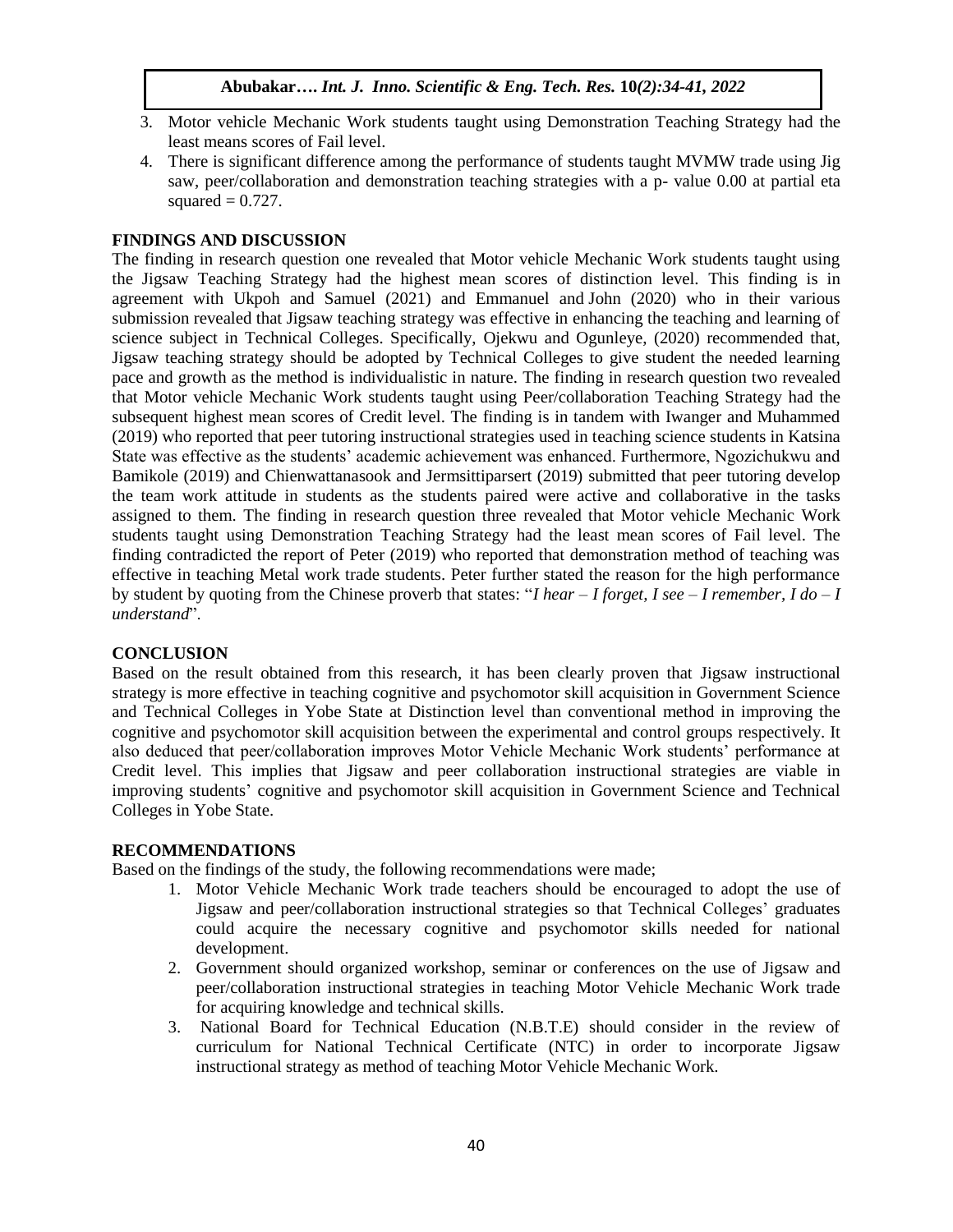3. Motor vehicle Mechanic Work students taught using Demonstration Teaching Strategy had the least means scores of Fail level.
4. There is significant difference among the performance of students taught MVMW trade using Jig saw, peer/collaboration and demonstration teaching strategies with a p- value 0.00 at partial eta squared = 0.727.

## FINDINGS AND DISCUSSION

The finding in research question one revealed that Motor vehicle Mechanic Work students taught using the Jigsaw Teaching Strategy had the highest mean scores of distinction level. This finding is in agreement with Ukpoh and Samuel (2021) and Emmanuel and John (2020) who in their various submission revealed that Jigsaw teaching strategy was effective in enhancing the teaching and learning of science subject in Technical Colleges. Specifically, Ojekwu and Ogunleye, (2020) recommended that, Jigsaw teaching strategy should be adopted by Technical Colleges to give student the needed learning pace and growth as the method is individualistic in nature. The finding in research question two revealed that Motor vehicle Mechanic Work students taught using Peer/collaboration Teaching Strategy had the subsequent highest mean scores of Credit level. The finding is in tandem with Iwanger and Muhammed (2019) who reported that peer tutoring instructional strategies used in teaching science students in Katsina State was effective as the students' academic achievement was enhanced. Furthermore, Ngozichukwu and Bamikole (2019) and Chienwattanasook and Jermsittiparsert (2019) submitted that peer tutoring develop the team work attitude in students as the students paired were active and collaborative in the tasks assigned to them. The finding in research question three revealed that Motor vehicle Mechanic Work students taught using Demonstration Teaching Strategy had the least mean scores of Fail level. The finding contradicted the report of Peter (2019) who reported that demonstration method of teaching was effective in teaching Metal work trade students. Peter further stated the reason for the high performance by student by quoting from the Chinese proverb that states: "*I hear – I forget, I see – I remember, I do – I understand*".

## CONCLUSION

Based on the result obtained from this research, it has been clearly proven that Jigsaw instructional strategy is more effective in teaching cognitive and psychomotor skill acquisition in Government Science and Technical Colleges in Yobe State at Distinction level than conventional method in improving the cognitive and psychomotor skill acquisition between the experimental and control groups respectively. It also deduced that peer/collaboration improves Motor Vehicle Mechanic Work students' performance at Credit level. This implies that Jigsaw and peer collaboration instructional strategies are viable in improving students' cognitive and psychomotor skill acquisition in Government Science and Technical Colleges in Yobe State.

## RECOMMENDATIONS

Based on the findings of the study, the following recommendations were made;

1. Motor Vehicle Mechanic Work trade teachers should be encouraged to adopt the use of Jigsaw and peer/collaboration instructional strategies so that Technical Colleges' graduates could acquire the necessary cognitive and psychomotor skills needed for national development.
2. Government should organized workshop, seminar or conferences on the use of Jigsaw and peer/collaboration instructional strategies in teaching Motor Vehicle Mechanic Work trade for acquiring knowledge and technical skills.
3. National Board for Technical Education (N.B.T.E) should consider in the review of curriculum for National Technical Certificate (NTC) in order to incorporate Jigsaw instructional strategy as method of teaching Motor Vehicle Mechanic Work.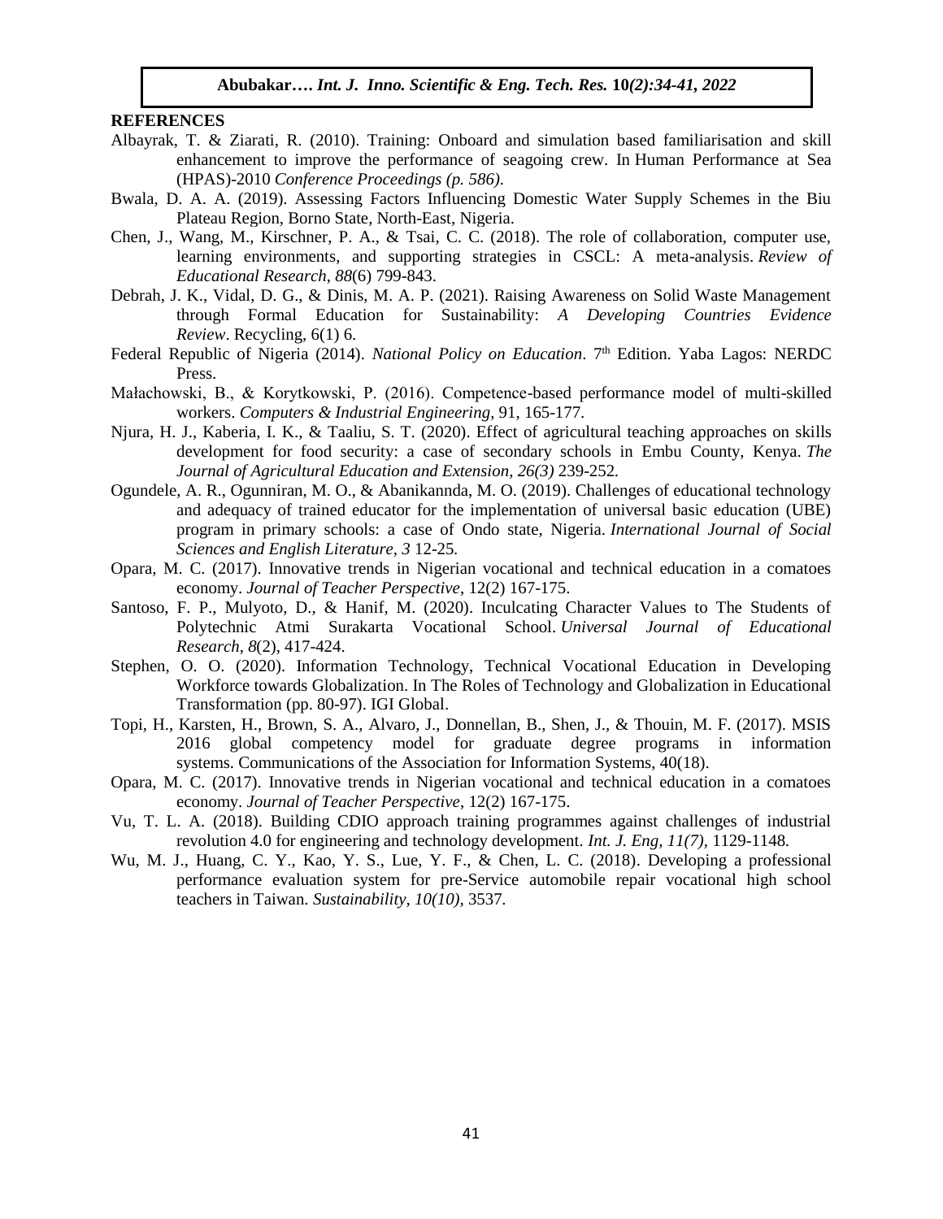**REFERENCES**

Albayrak, T. & Ziarati, R. (2010). Training: Onboard and simulation based familiarisation and skill enhancement to improve the performance of seagoing crew. In Human Performance at Sea (HPAS)-2010 *Conference Proceedings (p. 586)*.

Bwala, D. A. A. (2019). Assessing Factors Influencing Domestic Water Supply Schemes in the Biu Plateau Region, Borno State, North-East, Nigeria.

Chen, J., Wang, M., Kirschner, P. A., & Tsai, C. C. (2018). The role of collaboration, computer use, learning environments, and supporting strategies in CSCL: A meta-analysis. *Review of Educational Research*, *88*(6) 799-843.

Debrah, J. K., Vidal, D. G., & Dinis, M. A. P. (2021). Raising Awareness on Solid Waste Management through Formal Education for Sustainability: *A Developing Countries Evidence Review*. Recycling, 6(1) 6.

Federal Republic of Nigeria (2014). *National Policy on Education*. 7th Edition. Yaba Lagos: NERDC Press.

Małachowski, B., & Korytkowski, P. (2016). Competence-based performance model of multi-skilled workers. *Computers & Industrial Engineering*, 91, 165-177.

Njura, H. J., Kaberia, I. K., & Taaliu, S. T. (2020). Effect of agricultural teaching approaches on skills development for food security: a case of secondary schools in Embu County, Kenya. *The Journal of Agricultural Education and Extension, 26(3)* 239-252.

Ogundele, A. R., Ogunniran, M. O., & Abanikannda, M. O. (2019). Challenges of educational technology and adequacy of trained educator for the implementation of universal basic education (UBE) program in primary schools: a case of Ondo state, Nigeria. *International Journal of Social Sciences and English Literature*, *3* 12-25.

Opara, M. C. (2017). Innovative trends in Nigerian vocational and technical education in a comatoes economy. *Journal of Teacher Perspective*, 12(2) 167-175.

Santoso, F. P., Mulyoto, D., & Hanif, M. (2020). Inculcating Character Values to The Students of Polytechnic Atmi Surakarta Vocational School. *Universal Journal of Educational Research*, *8*(2), 417-424.

Stephen, O. O. (2020). Information Technology, Technical Vocational Education in Developing Workforce towards Globalization. In The Roles of Technology and Globalization in Educational Transformation (pp. 80-97). IGI Global.

Topi, H., Karsten, H., Brown, S. A., Alvaro, J., Donnellan, B., Shen, J., & Thouin, M. F. (2017). MSIS 2016 global competency model for graduate degree programs in information systems. Communications of the Association for Information Systems, 40(18).

Opara, M. C. (2017). Innovative trends in Nigerian vocational and technical education in a comatoes economy. *Journal of Teacher Perspective*, 12(2) 167-175.

Vu, T. L. A. (2018). Building CDIO approach training programmes against challenges of industrial revolution 4.0 for engineering and technology development. *Int. J. Eng, 11(7),* 1129-1148.

Wu, M. J., Huang, C. Y., Kao, Y. S., Lue, Y. F., & Chen, L. C. (2018). Developing a professional performance evaluation system for pre-Service automobile repair vocational high school teachers in Taiwan. *Sustainability*, *10(10),* 3537.